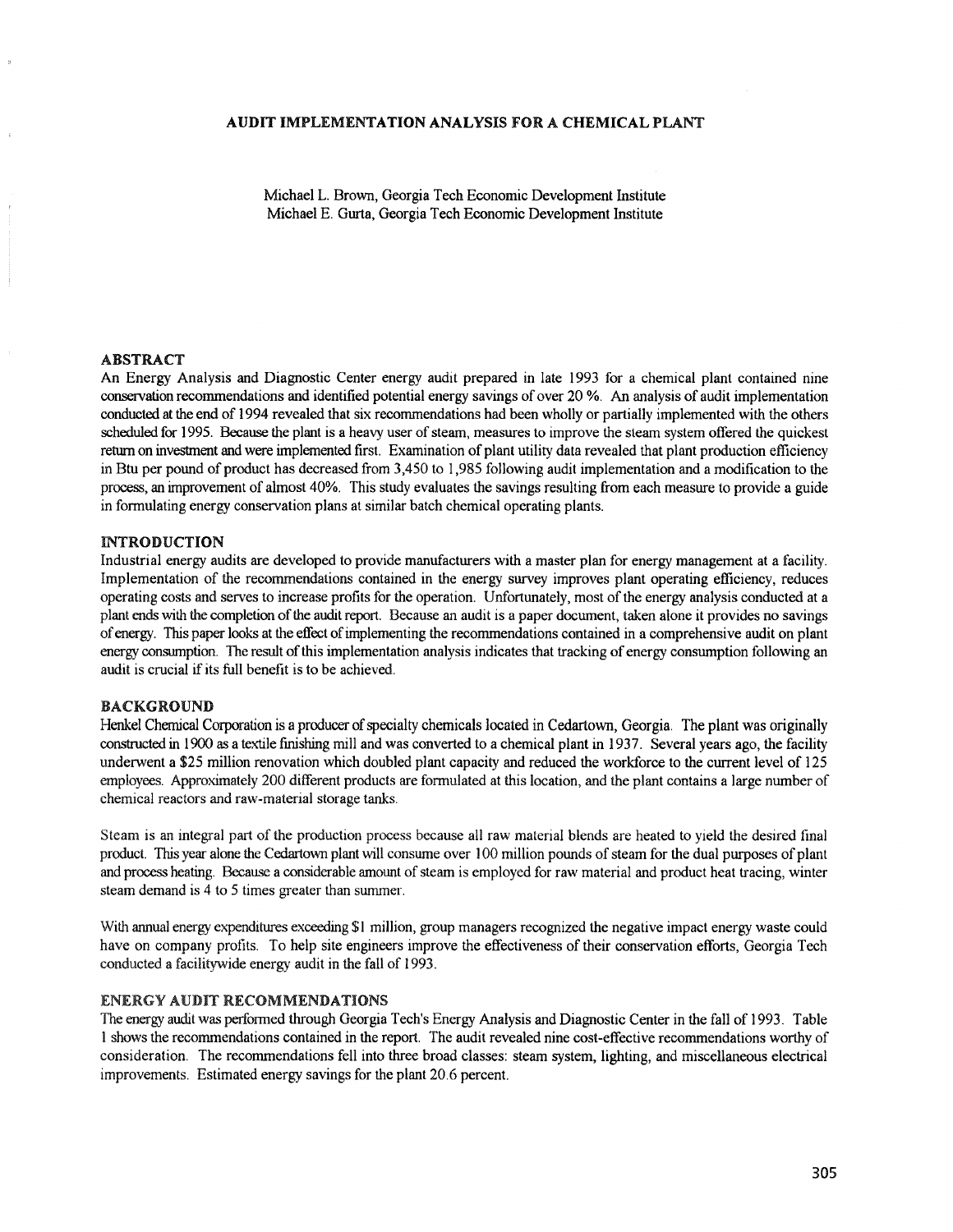# AUDIT IMPLEMENTATION ANALYSIS FOR A CHEMICAL PLANT

Michael L. Brown, Georgia Tech Economic Development Institute
Michael E. Gurta, Georgia Tech Economic Development Institute

## ABSTRACT

An Energy Analysis and Diagnostic Center energy audit prepared in late 1993 for a chemical plant contained nine conservation recommendations and identified potential energy savings of over 20 %. An analysis of audit implementation conducted at the end of 1994 revealed that six recommendations had been wholly or partially implemented with the others scheduled for 1995. Because the plant is a heavy user of steam, measures to improve the steam system offered the quickest return on investment and were implemented first. Examination of plant utility data revealed that plant production efficiency in Btu per pound of product has decreased from 3,450 to 1,985 following audit implementation and a modification to the process, an improvement of almost 40%. This study evaluates the savings resulting from each measure to provide a guide in formulating energy conservation plans at similar batch chemical operating plants.

## INTRODUCTION

Industrial energy audits are developed to provide manufacturers with a master plan for energy management at a facility. Implementation of the recommendations contained in the energy survey improves plant operating efficiency, reduces operating costs and serves to increase profits for the operation. Unfortunately, most of the energy analysis conducted at a plant ends with the completion of the audit report. Because an audit is a paper document, taken alone it provides no savings of energy. This paper looks at the effect of implementing the recommendations contained in a comprehensive audit on plant energy consumption. The result of this implementation analysis indicates that tracking of energy consumption following an audit is crucial if its full benefit is to be achieved.

## BACKGROUND

Henkel Chemical Corporation is a producer of specialty chemicals located in Cedartown, Georgia. The plant was originally constructed in 1900 as a textile finishing mill and was converted to a chemical plant in 1937. Several years ago, the facility underwent a $25 million renovation which doubled plant capacity and reduced the workforce to the current level of 125 employees. Approximately 200 different products are formulated at this location, and the plant contains a large number of chemical reactors and raw-material storage tanks.

Steam is an integral part of the production process because all raw material blends are heated to yield the desired final product. This year alone the Cedartown plant will consume over 100 million pounds of steam for the dual purposes of plant and process heating. Because a considerable amount of steam is employed for raw material and product heat tracing, winter steam demand is 4 to 5 times greater than summer.

With annual energy expenditures exceeding $1 million, group managers recognized the negative impact energy waste could have on company profits. To help site engineers improve the effectiveness of their conservation efforts, Georgia Tech conducted a facilitywide energy audit in the fall of 1993.

## ENERGY AUDIT RECOMMENDATIONS

The energy audit was performed through Georgia Tech's Energy Analysis and Diagnostic Center in the fall of 1993. Table 1 shows the recommendations contained in the report. The audit revealed nine cost-effective recommendations worthy of consideration. The recommendations fell into three broad classes: steam system, lighting, and miscellaneous electrical improvements. Estimated energy savings for the plant 20.6 percent.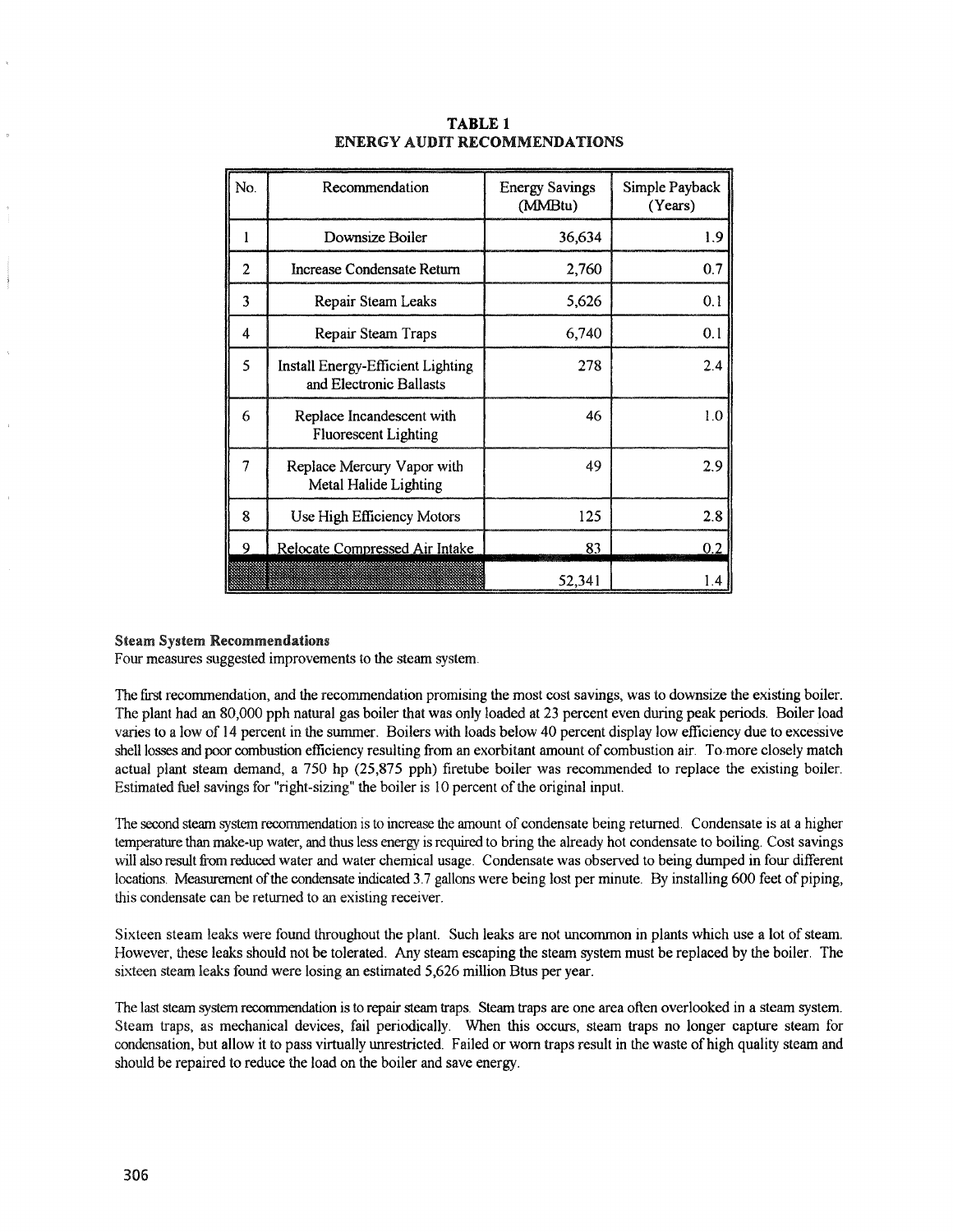**TABLE 1**
**ENERGY AUDIT RECOMMENDATIONS**

| No. | Recommendation | Energy Savings (MMBtu) | Simple Payback (Years) |
|---|---|---|---|
| 1 | Downsize Boiler | 36,634 | 1.9 |
| 2 | Increase Condensate Return | 2,760 | 0.7 |
| 3 | Repair Steam Leaks | 5,626 | 0.1 |
| 4 | Repair Steam Traps | 6,740 | 0.1 |
| 5 | Install Energy-Efficient Lighting and Electronic Ballasts | 278 | 2.4 |
| 6 | Replace Incandescent with Fluorescent Lighting | 46 | 1.0 |
| 7 | Replace Mercury Vapor with Metal Halide Lighting | 49 | 2.9 |
| 8 | Use High Efficiency Motors | 125 | 2.8 |
| 9 | Relocate Compressed Air Intake | 83 | 0.2 |
| | | 52,341 | 1.4 |

**Steam System Recommendations**
Four measures suggested improvements to the steam system.

The first recommendation, and the recommendation promising the most cost savings, was to downsize the existing boiler. The plant had an 80,000 pph natural gas boiler that was only loaded at 23 percent even during peak periods. Boiler load varies to a low of 14 percent in the summer. Boilers with loads below 40 percent display low efficiency due to excessive shell losses and poor combustion efficiency resulting from an exorbitant amount of combustion air. To more closely match actual plant steam demand, a 750 hp (25,875 pph) firetube boiler was recommended to replace the existing boiler. Estimated fuel savings for "right-sizing" the boiler is 10 percent of the original input.

The second steam system recommendation is to increase the amount of condensate being returned. Condensate is at a higher temperature than make-up water, and thus less energy is required to bring the already hot condensate to boiling. Cost savings will also result from reduced water and water chemical usage. Condensate was observed to being dumped in four different locations. Measurement of the condensate indicated 3.7 gallons were being lost per minute. By installing 600 feet of piping, this condensate can be returned to an existing receiver.

Sixteen steam leaks were found throughout the plant. Such leaks are not uncommon in plants which use a lot of steam. However, these leaks should not be tolerated. Any steam escaping the steam system must be replaced by the boiler. The sixteen steam leaks found were losing an estimated 5,626 million Btus per year.

The last steam system recommendation is to repair steam traps. Steam traps are one area often overlooked in a steam system. Steam traps, as mechanical devices, fail periodically. When this occurs, steam traps no longer capture steam for condensation, but allow it to pass virtually unrestricted. Failed or worn traps result in the waste of high quality steam and should be repaired to reduce the load on the boiler and save energy.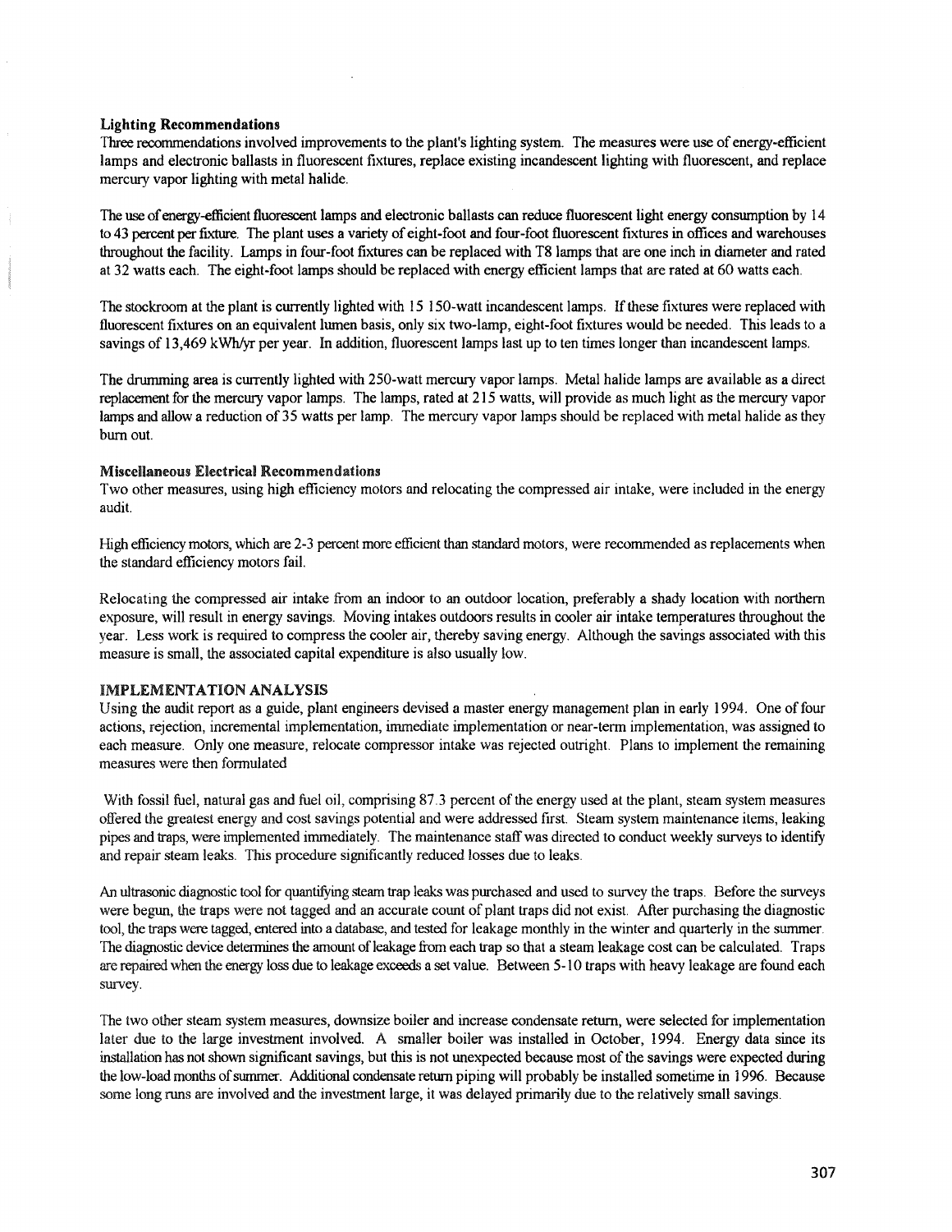### Lighting Recommendations

Three recommendations involved improvements to the plant's lighting system. The measures were use of energy-efficient lamps and electronic ballasts in fluorescent fixtures, replace existing incandescent lighting with fluorescent, and replace mercury vapor lighting with metal halide.

The use of energy-efficient fluorescent lamps and electronic ballasts can reduce fluorescent light energy consumption by 14 to 43 percent per fixture. The plant uses a variety of eight-foot and four-foot fluorescent fixtures in offices and warehouses throughout the facility. Lamps in four-foot fixtures can be replaced with T8 lamps that are one inch in diameter and rated at 32 watts each. The eight-foot lamps should be replaced with energy efficient lamps that are rated at 60 watts each.

The stockroom at the plant is currently lighted with 15 150-watt incandescent lamps. If these fixtures were replaced with fluorescent fixtures on an equivalent lumen basis, only six two-lamp, eight-foot fixtures would be needed. This leads to a savings of 13,469 kWh/yr per year. In addition, fluorescent lamps last up to ten times longer than incandescent lamps.

The drumming area is currently lighted with 250-watt mercury vapor lamps. Metal halide lamps are available as a direct replacement for the mercury vapor lamps. The lamps, rated at 215 watts, will provide as much light as the mercury vapor lamps and allow a reduction of 35 watts per lamp. The mercury vapor lamps should be replaced with metal halide as they burn out.

### Miscellaneous Electrical Recommendations

Two other measures, using high efficiency motors and relocating the compressed air intake, were included in the energy audit.

High efficiency motors, which are 2-3 percent more efficient than standard motors, were recommended as replacements when the standard efficiency motors fail.

Relocating the compressed air intake from an indoor to an outdoor location, preferably a shady location with northern exposure, will result in energy savings. Moving intakes outdoors results in cooler air intake temperatures throughout the year. Less work is required to compress the cooler air, thereby saving energy. Although the savings associated with this measure is small, the associated capital expenditure is also usually low.

## IMPLEMENTATION ANALYSIS

Using the audit report as a guide, plant engineers devised a master energy management plan in early 1994. One of four actions, rejection, incremental implementation, immediate implementation or near-term implementation, was assigned to each measure. Only one measure, relocate compressor intake was rejected outright. Plans to implement the remaining measures were then formulated

With fossil fuel, natural gas and fuel oil, comprising 87.3 percent of the energy used at the plant, steam system measures offered the greatest energy and cost savings potential and were addressed first. Steam system maintenance items, leaking pipes and traps, were implemented immediately. The maintenance staff was directed to conduct weekly surveys to identify and repair steam leaks. This procedure significantly reduced losses due to leaks.

An ultrasonic diagnostic tool for quantifying steam trap leaks was purchased and used to survey the traps. Before the surveys were begun, the traps were not tagged and an accurate count of plant traps did not exist. After purchasing the diagnostic tool, the traps were tagged, entered into a database, and tested for leakage monthly in the winter and quarterly in the summer. The diagnostic device determines the amount of leakage from each trap so that a steam leakage cost can be calculated. Traps are repaired when the energy loss due to leakage exceeds a set value. Between 5-10 traps with heavy leakage are found each survey.

The two other steam system measures, downsize boiler and increase condensate return, were selected for implementation later due to the large investment involved. A smaller boiler was installed in October, 1994. Energy data since its installation has not shown significant savings, but this is not unexpected because most of the savings were expected during the low-load months of summer. Additional condensate return piping will probably be installed sometime in 1996. Because some long runs are involved and the investment large, it was delayed primarily due to the relatively small savings.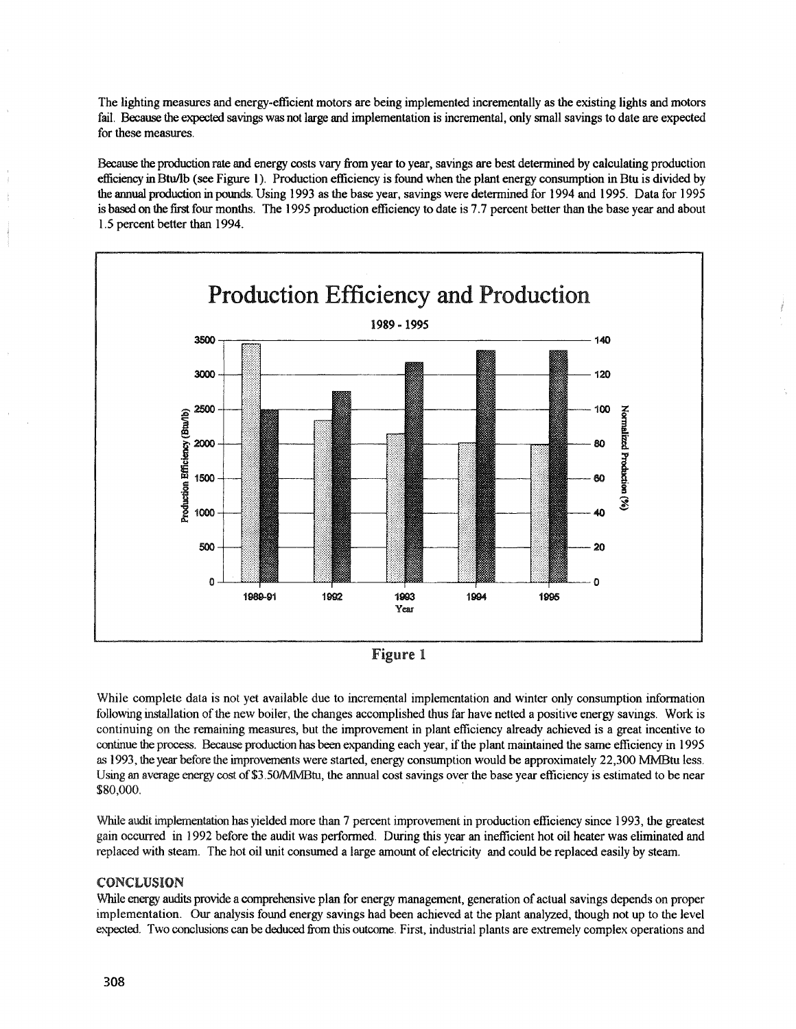The lighting measures and energy-efficient motors are being implemented incrementally as the existing lights and motors fail. Because the expected savings was not large and implementation is incremental, only small savings to date are expected for these measures.

Because the production rate and energy costs vary from year to year, savings are best determined by calculating production efficiency in Btu/lb (see Figure 1). Production efficiency is found when the plant energy consumption in Btu is divided by the annual production in pounds. Using 1993 as the base year, savings were determined for 1994 and 1995. Data for 1995 is based on the first four months. The 1995 production efficiency to date is 7.7 percent better than the base year and about 1.5 percent better than 1994.

Figure 1

While complete data is not yet available due to incremental implementation and winter only consumption information following installation of the new boiler, the changes accomplished thus far have netted a positive energy savings. Work is continuing on the remaining measures, but the improvement in plant efficiency already achieved is a great incentive to continue the process. Because production has been expanding each year, if the plant maintained the same efficiency in 1995 as 1993, the year before the improvements were started, energy consumption would be approximately 22,300 MMBtu less. Using an average energy cost of $3.50/MMBtu, the annual cost savings over the base year efficiency is estimated to be near $80,000.

While audit implementation has yielded more than 7 percent improvement in production efficiency since 1993, the greatest gain occurred in 1992 before the audit was performed. During this year an inefficient hot oil heater was eliminated and replaced with steam. The hot oil unit consumed a large amount of electricity and could be replaced easily by steam.

## CONCLUSION

While energy audits provide a comprehensive plan for energy management, generation of actual savings depends on proper implementation. Our analysis found energy savings had been achieved at the plant analyzed, though not up to the level expected. Two conclusions can be deduced from this outcome. First, industrial plants are extremely complex operations and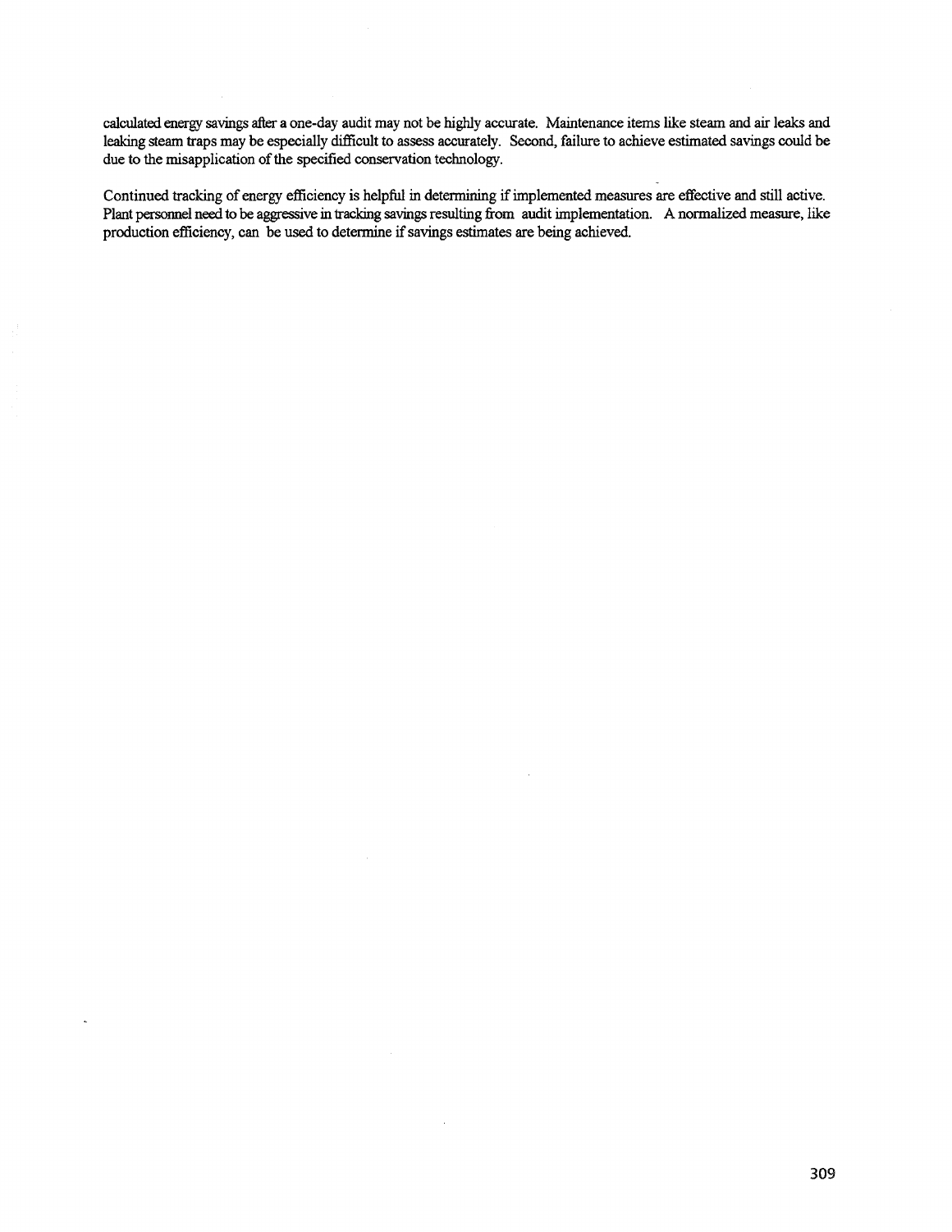calculated energy savings after a one-day audit may not be highly accurate. Maintenance items like steam and air leaks and leaking steam traps may be especially difficult to assess accurately. Second, failure to achieve estimated savings could be due to the misapplication of the specified conservation technology.

Continued tracking of energy efficiency is helpful in determining if implemented measures are effective and still active. Plant personnel need to be aggressive in tracking savings resulting from audit implementation. A normalized measure, like production efficiency, can be used to determine if savings estimates are being achieved.